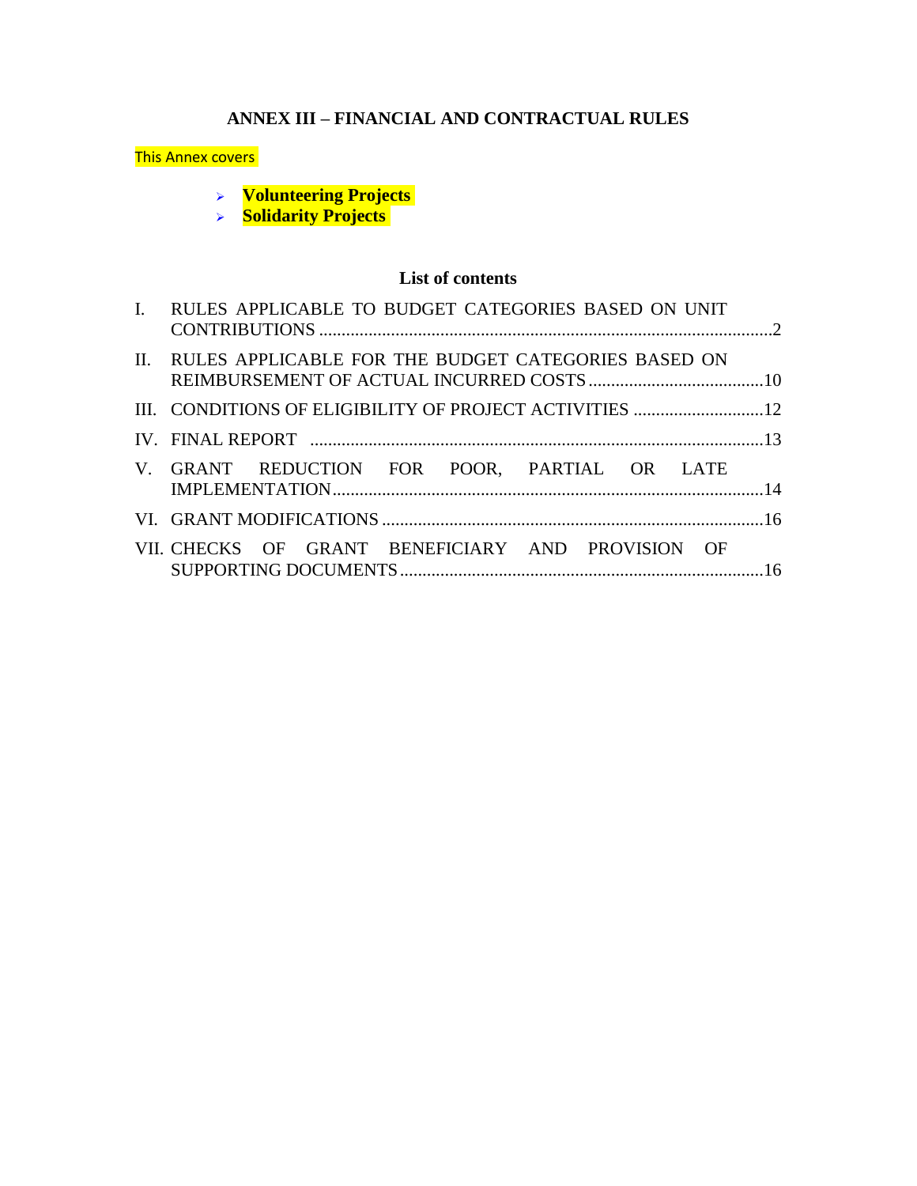# ANNEX III – FINANCIAL AND CONTRACTUAL RULES

This Annex covers

- **Volunteering Projects**
- **Solidarity Projects**

## List of contents

I. RULES APPLICABLE TO BUDGET CATEGORIES BASED ON UNIT CONTRIBUTIONS ....................2

II. RULES APPLICABLE FOR THE BUDGET CATEGORIES BASED ON REIMBURSEMENT OF ACTUAL INCURRED COSTS ....................10

III. CONDITIONS OF ELIGIBILITY OF PROJECT ACTIVITIES ....................12

IV. FINAL REPORT ....................13

V. GRANT REDUCTION FOR POOR, PARTIAL OR LATE IMPLEMENTATION ....................14

VI. GRANT MODIFICATIONS ....................16

VII. CHECKS OF GRANT BENEFICIARY AND PROVISION OF SUPPORTING DOCUMENTS ....................16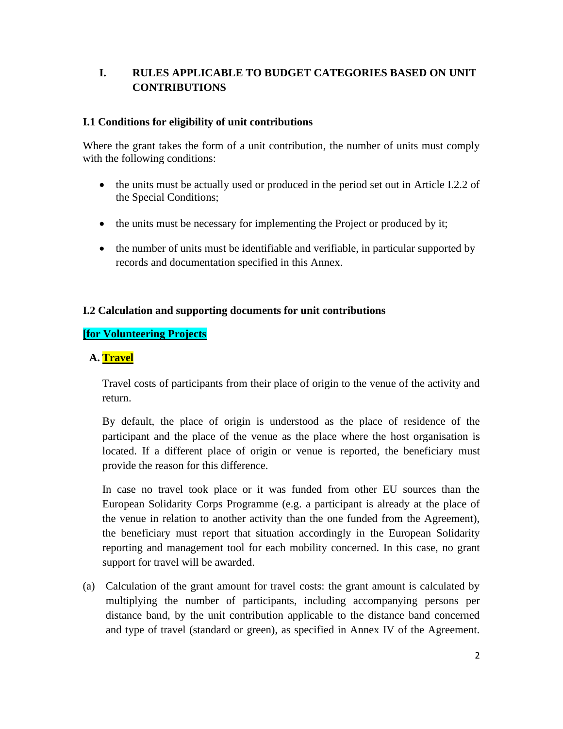## I. RULES APPLICABLE TO BUDGET CATEGORIES BASED ON UNIT CONTRIBUTIONS

### I.1 Conditions for eligibility of unit contributions

Where the grant takes the form of a unit contribution, the number of units must comply with the following conditions:

- the units must be actually used or produced in the period set out in Article I.2.2 of the Special Conditions;
- the units must be necessary for implementing the Project or produced by it;
- the number of units must be identifiable and verifiable, in particular supported by records and documentation specified in this Annex.

### I.2 Calculation and supporting documents for unit contributions

**[for Volunteering Projects**

**A. Travel**

Travel costs of participants from their place of origin to the venue of the activity and return.

By default, the place of origin is understood as the place of residence of the participant and the place of the venue as the place where the host organisation is located. If a different place of origin or venue is reported, the beneficiary must provide the reason for this difference.

In case no travel took place or it was funded from other EU sources than the European Solidarity Corps Programme (e.g. a participant is already at the place of the venue in relation to another activity than the one funded from the Agreement), the beneficiary must report that situation accordingly in the European Solidarity reporting and management tool for each mobility concerned. In this case, no grant support for travel will be awarded.

(a) Calculation of the grant amount for travel costs: the grant amount is calculated by multiplying the number of participants, including accompanying persons per distance band, by the unit contribution applicable to the distance band concerned and type of travel (standard or green), as specified in Annex IV of the Agreement.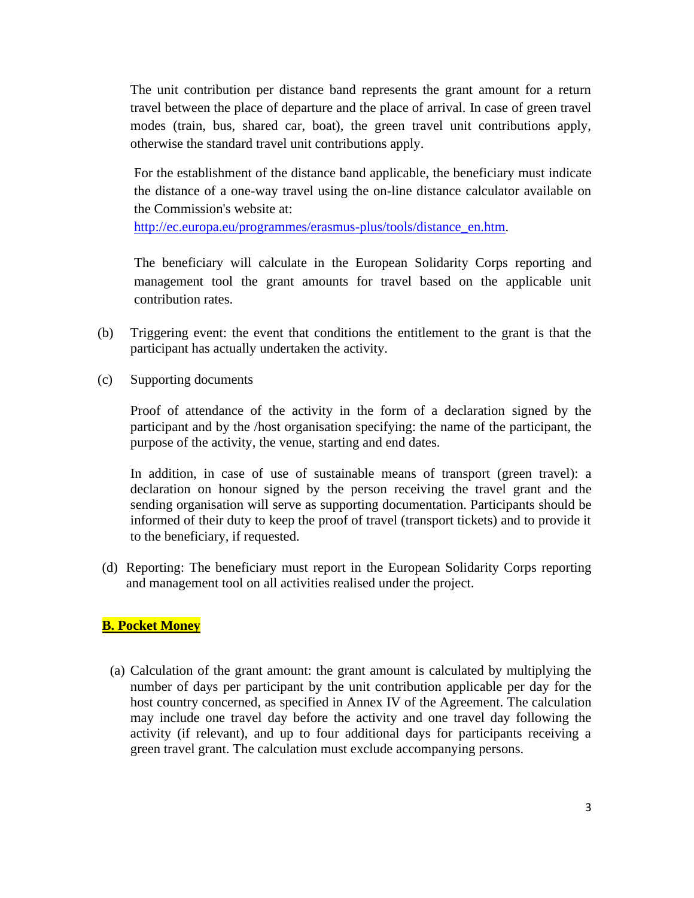The unit contribution per distance band represents the grant amount for a return travel between the place of departure and the place of arrival. In case of green travel modes (train, bus, shared car, boat), the green travel unit contributions apply, otherwise the standard travel unit contributions apply.

For the establishment of the distance band applicable, the beneficiary must indicate the distance of a one-way travel using the on-line distance calculator available on the Commission's website at:
[http://ec.europa.eu/programmes/erasmus-plus/tools/distance_en.htm](http://ec.europa.eu/programmes/erasmus-plus/tools/distance_en.htm).

The beneficiary will calculate in the European Solidarity Corps reporting and management tool the grant amounts for travel based on the applicable unit contribution rates.

(b) Triggering event: the event that conditions the entitlement to the grant is that the participant has actually undertaken the activity.

(c) Supporting documents

Proof of attendance of the activity in the form of a declaration signed by the participant and by the /host organisation specifying: the name of the participant, the purpose of the activity, the venue, starting and end dates.

In addition, in case of use of sustainable means of transport (green travel): a declaration on honour signed by the person receiving the travel grant and the sending organisation will serve as supporting documentation. Participants should be informed of their duty to keep the proof of travel (transport tickets) and to provide it to the beneficiary, if requested.

(d) Reporting: The beneficiary must report in the European Solidarity Corps reporting and management tool on all activities realised under the project.

**B. Pocket Money**

(a) Calculation of the grant amount: the grant amount is calculated by multiplying the number of days per participant by the unit contribution applicable per day for the host country concerned, as specified in Annex IV of the Agreement. The calculation may include one travel day before the activity and one travel day following the activity (if relevant), and up to four additional days for participants receiving a green travel grant. The calculation must exclude accompanying persons.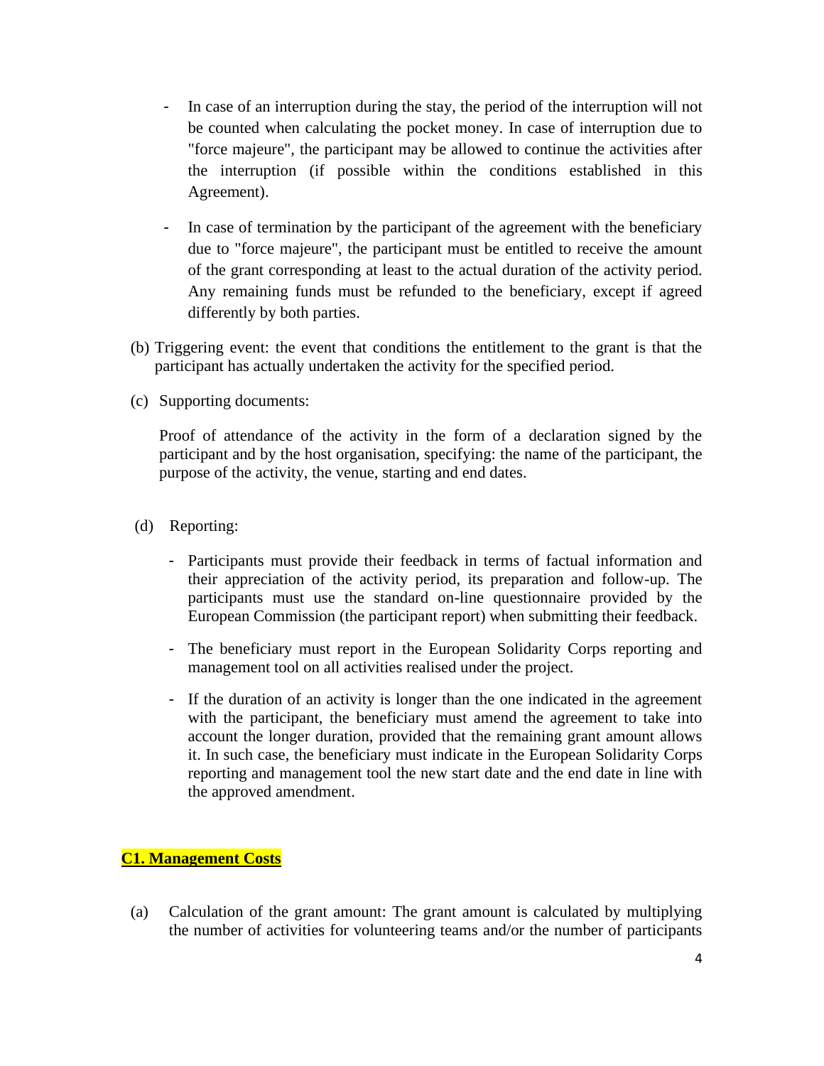- In case of an interruption during the stay, the period of the interruption will not be counted when calculating the pocket money. In case of interruption due to "force majeure", the participant may be allowed to continue the activities after the interruption (if possible within the conditions established in this Agreement).

- In case of termination by the participant of the agreement with the beneficiary due to "force majeure", the participant must be entitled to receive the amount of the grant corresponding at least to the actual duration of the activity period. Any remaining funds must be refunded to the beneficiary, except if agreed differently by both parties.

(b) Triggering event: the event that conditions the entitlement to the grant is that the participant has actually undertaken the activity for the specified period.

(c) Supporting documents:

Proof of attendance of the activity in the form of a declaration signed by the participant and by the host organisation, specifying: the name of the participant, the purpose of the activity, the venue, starting and end dates.

(d) Reporting:

- Participants must provide their feedback in terms of factual information and their appreciation of the activity period, its preparation and follow-up. The participants must use the standard on-line questionnaire provided by the European Commission (the participant report) when submitting their feedback.

- The beneficiary must report in the European Solidarity Corps reporting and management tool on all activities realised under the project.

- If the duration of an activity is longer than the one indicated in the agreement with the participant, the beneficiary must amend the agreement to take into account the longer duration, provided that the remaining grant amount allows it. In such case, the beneficiary must indicate in the European Solidarity Corps reporting and management tool the new start date and the end date in line with the approved amendment.

**C1. Management Costs**

(a) Calculation of the grant amount: The grant amount is calculated by multiplying the number of activities for volunteering teams and/or the number of participants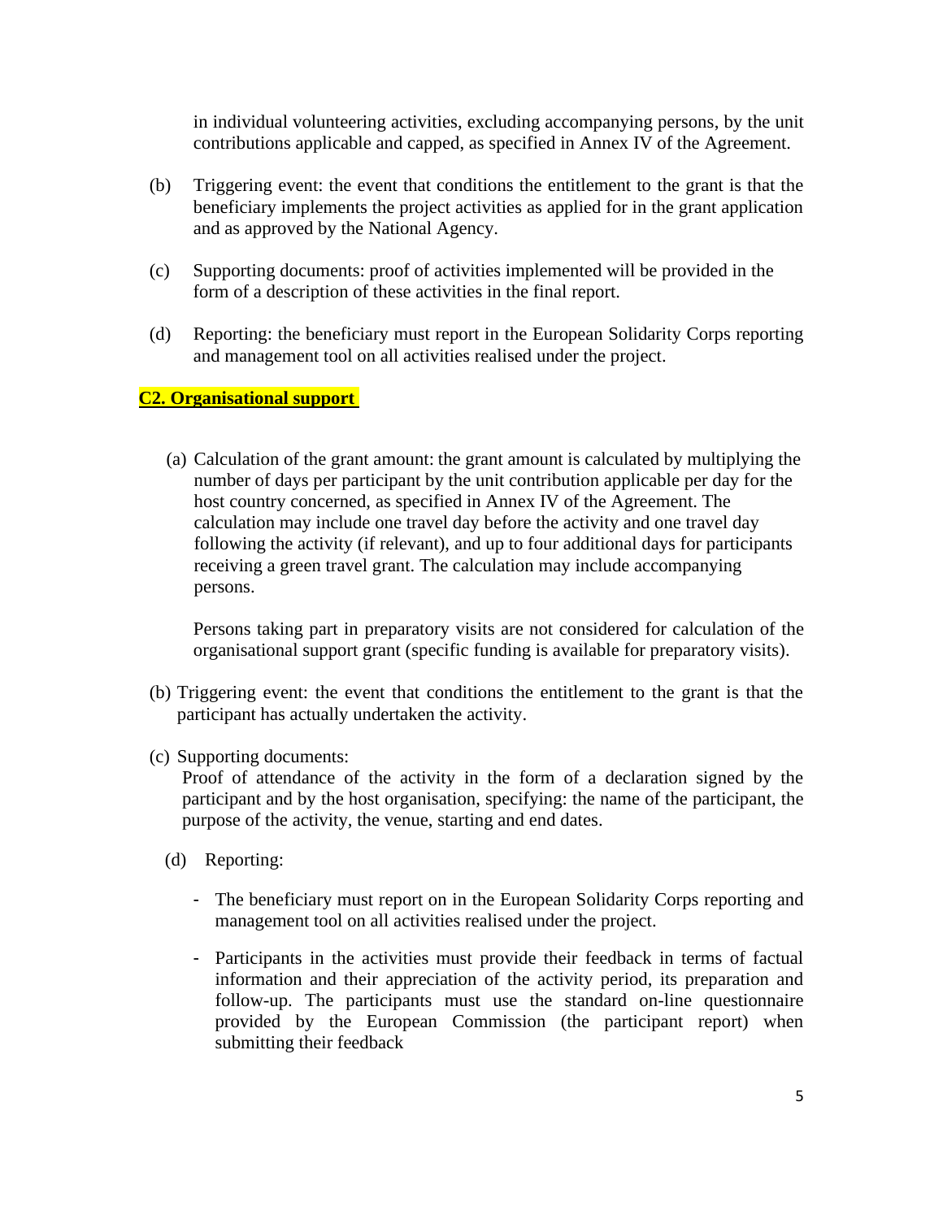in individual volunteering activities, excluding accompanying persons, by the unit contributions applicable and capped, as specified in Annex IV of the Agreement.

(b) Triggering event: the event that conditions the entitlement to the grant is that the beneficiary implements the project activities as applied for in the grant application and as approved by the National Agency.

(c) Supporting documents: proof of activities implemented will be provided in the form of a description of these activities in the final report.

(d) Reporting: the beneficiary must report in the European Solidarity Corps reporting and management tool on all activities realised under the project.

**C2. Organisational support**

(a) Calculation of the grant amount: the grant amount is calculated by multiplying the number of days per participant by the unit contribution applicable per day for the host country concerned, as specified in Annex IV of the Agreement. The calculation may include one travel day before the activity and one travel day following the activity (if relevant), and up to four additional days for participants receiving a green travel grant. The calculation may include accompanying persons.

Persons taking part in preparatory visits are not considered for calculation of the organisational support grant (specific funding is available for preparatory visits).

(b) Triggering event: the event that conditions the entitlement to the grant is that the participant has actually undertaken the activity.

(c) Supporting documents:
Proof of attendance of the activity in the form of a declaration signed by the participant and by the host organisation, specifying: the name of the participant, the purpose of the activity, the venue, starting and end dates.

(d) Reporting:

- The beneficiary must report on in the European Solidarity Corps reporting and management tool on all activities realised under the project.
- Participants in the activities must provide their feedback in terms of factual information and their appreciation of the activity period, its preparation and follow-up. The participants must use the standard on-line questionnaire provided by the European Commission (the participant report) when submitting their feedback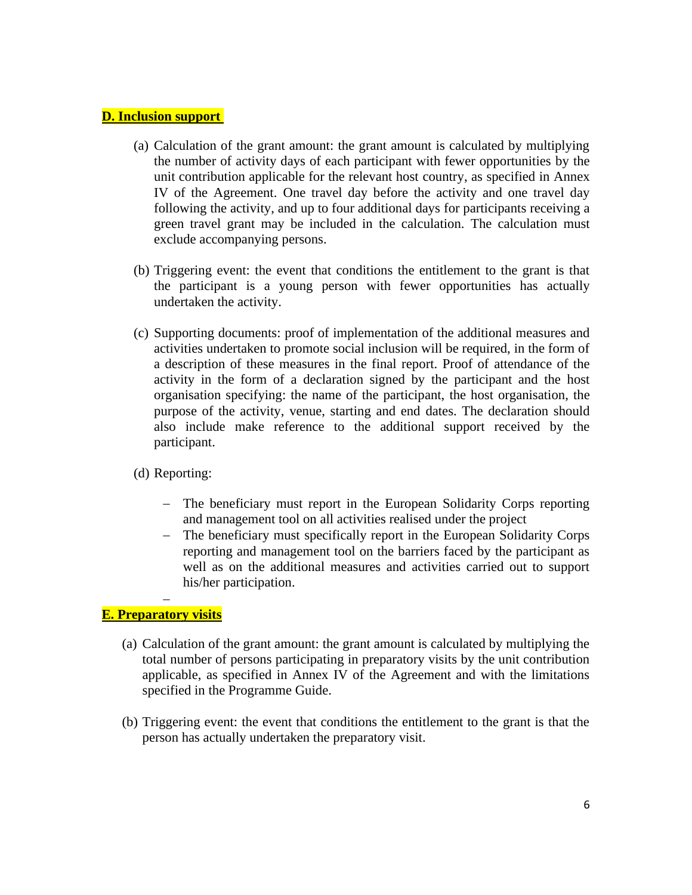**D. Inclusion support**

(a) Calculation of the grant amount: the grant amount is calculated by multiplying the number of activity days of each participant with fewer opportunities by the unit contribution applicable for the relevant host country, as specified in Annex IV of the Agreement. One travel day before the activity and one travel day following the activity, and up to four additional days for participants receiving a green travel grant may be included in the calculation. The calculation must exclude accompanying persons.

(b) Triggering event: the event that conditions the entitlement to the grant is that the participant is a young person with fewer opportunities has actually undertaken the activity.

(c) Supporting documents: proof of implementation of the additional measures and activities undertaken to promote social inclusion will be required, in the form of a description of these measures in the final report. Proof of attendance of the activity in the form of a declaration signed by the participant and the host organisation specifying: the name of the participant, the host organisation, the purpose of the activity, venue, starting and end dates. The declaration should also include make reference to the additional support received by the participant.

(d) Reporting:

- The beneficiary must report in the European Solidarity Corps reporting and management tool on all activities realised under the project
- The beneficiary must specifically report in the European Solidarity Corps reporting and management tool on the barriers faced by the participant as well as on the additional measures and activities carried out to support his/her participation.

**E. Preparatory visits**

(a) Calculation of the grant amount: the grant amount is calculated by multiplying the total number of persons participating in preparatory visits by the unit contribution applicable, as specified in Annex IV of the Agreement and with the limitations specified in the Programme Guide.

(b) Triggering event: the event that conditions the entitlement to the grant is that the person has actually undertaken the preparatory visit.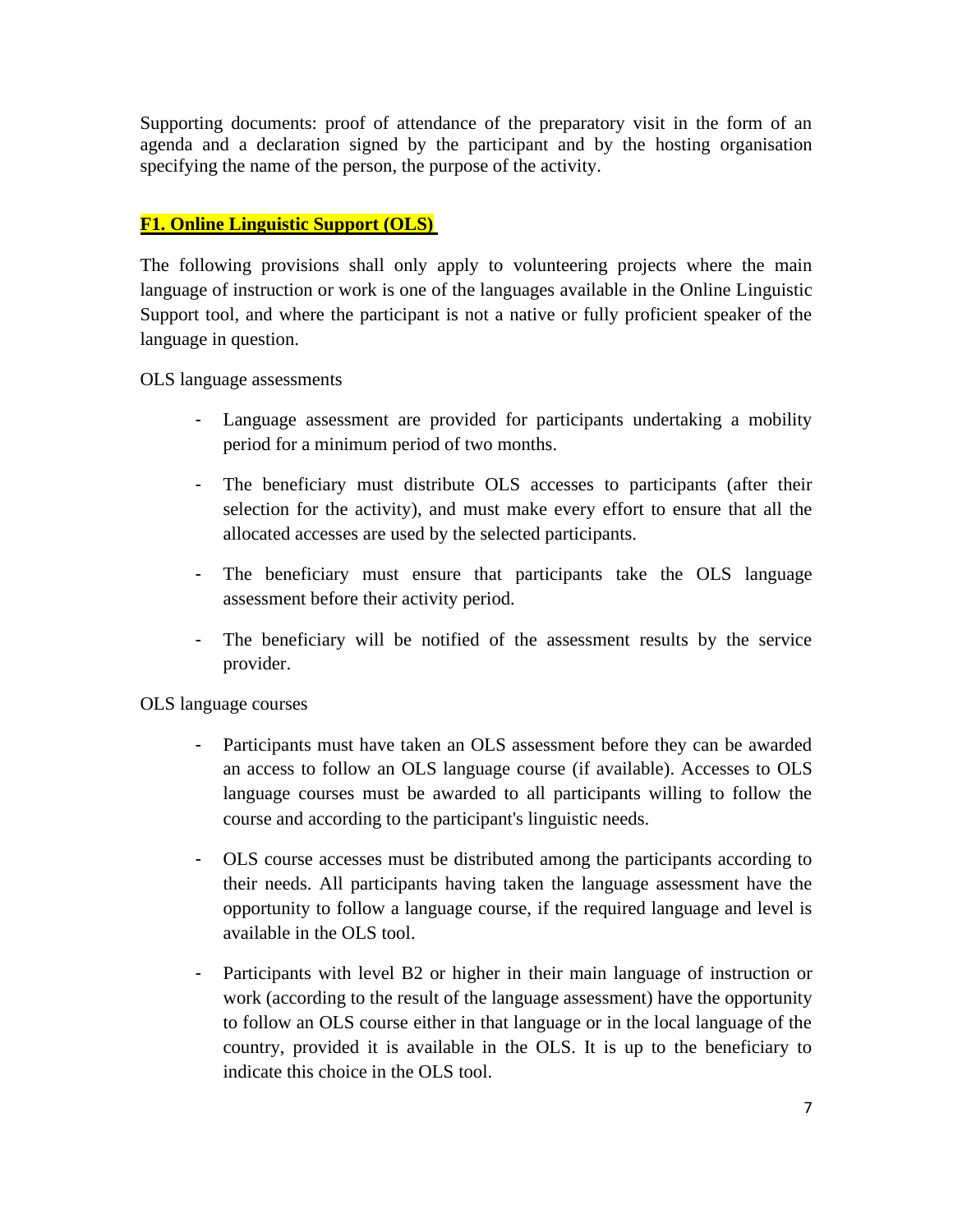Supporting documents: proof of attendance of the preparatory visit in the form of an agenda and a declaration signed by the participant and by the hosting organisation specifying the name of the person, the purpose of the activity.

## F1. Online Linguistic Support (OLS)

The following provisions shall only apply to volunteering projects where the main language of instruction or work is one of the languages available in the Online Linguistic Support tool, and where the participant is not a native or fully proficient speaker of the language in question.

OLS language assessments

- Language assessment are provided for participants undertaking a mobility period for a minimum period of two months.
- The beneficiary must distribute OLS accesses to participants (after their selection for the activity), and must make every effort to ensure that all the allocated accesses are used by the selected participants.
- The beneficiary must ensure that participants take the OLS language assessment before their activity period.
- The beneficiary will be notified of the assessment results by the service provider.

OLS language courses

- Participants must have taken an OLS assessment before they can be awarded an access to follow an OLS language course (if available). Accesses to OLS language courses must be awarded to all participants willing to follow the course and according to the participant's linguistic needs.
- OLS course accesses must be distributed among the participants according to their needs. All participants having taken the language assessment have the opportunity to follow a language course, if the required language and level is available in the OLS tool.
- Participants with level B2 or higher in their main language of instruction or work (according to the result of the language assessment) have the opportunity to follow an OLS course either in that language or in the local language of the country, provided it is available in the OLS. It is up to the beneficiary to indicate this choice in the OLS tool.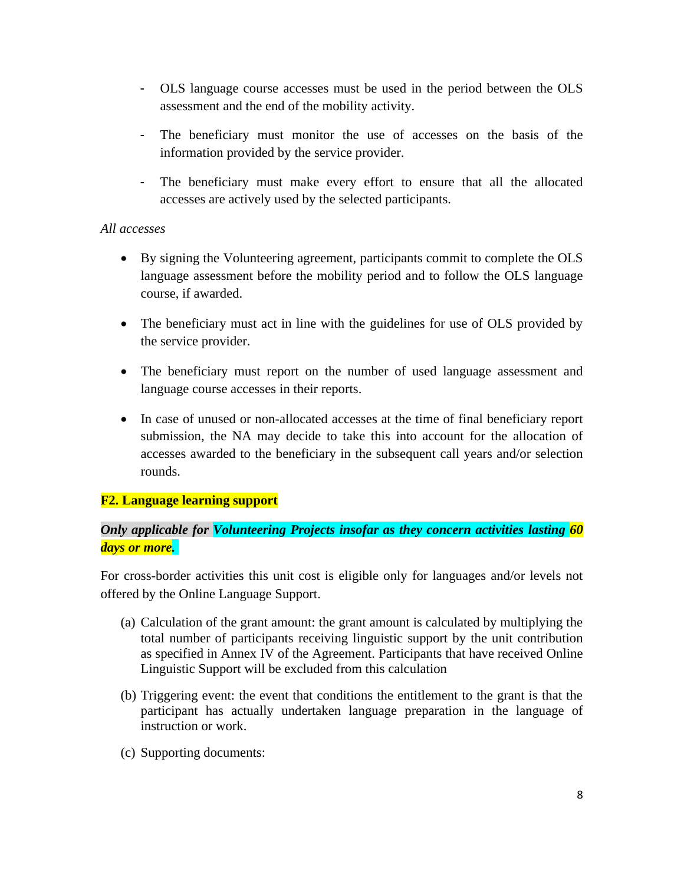- OLS language course accesses must be used in the period between the OLS assessment and the end of the mobility activity.

- The beneficiary must monitor the use of accesses on the basis of the information provided by the service provider.

- The beneficiary must make every effort to ensure that all the allocated accesses are actively used by the selected participants.

*All accesses*

- By signing the Volunteering agreement, participants commit to complete the OLS language assessment before the mobility period and to follow the OLS language course, if awarded.

- The beneficiary must act in line with the guidelines for use of OLS provided by the service provider.

- The beneficiary must report on the number of used language assessment and language course accesses in their reports.

- In case of unused or non-allocated accesses at the time of final beneficiary report submission, the NA may decide to take this into account for the allocation of accesses awarded to the beneficiary in the subsequent call years and/or selection rounds.

**F2. Language learning support**

***Only applicable for Volunteering Projects insofar as they concern activities lasting 60 days or more.***

For cross-border activities this unit cost is eligible only for languages and/or levels not offered by the Online Language Support.

(a) Calculation of the grant amount: the grant amount is calculated by multiplying the total number of participants receiving linguistic support by the unit contribution as specified in Annex IV of the Agreement. Participants that have received Online Linguistic Support will be excluded from this calculation

(b) Triggering event: the event that conditions the entitlement to the grant is that the participant has actually undertaken language preparation in the language of instruction or work.

(c) Supporting documents: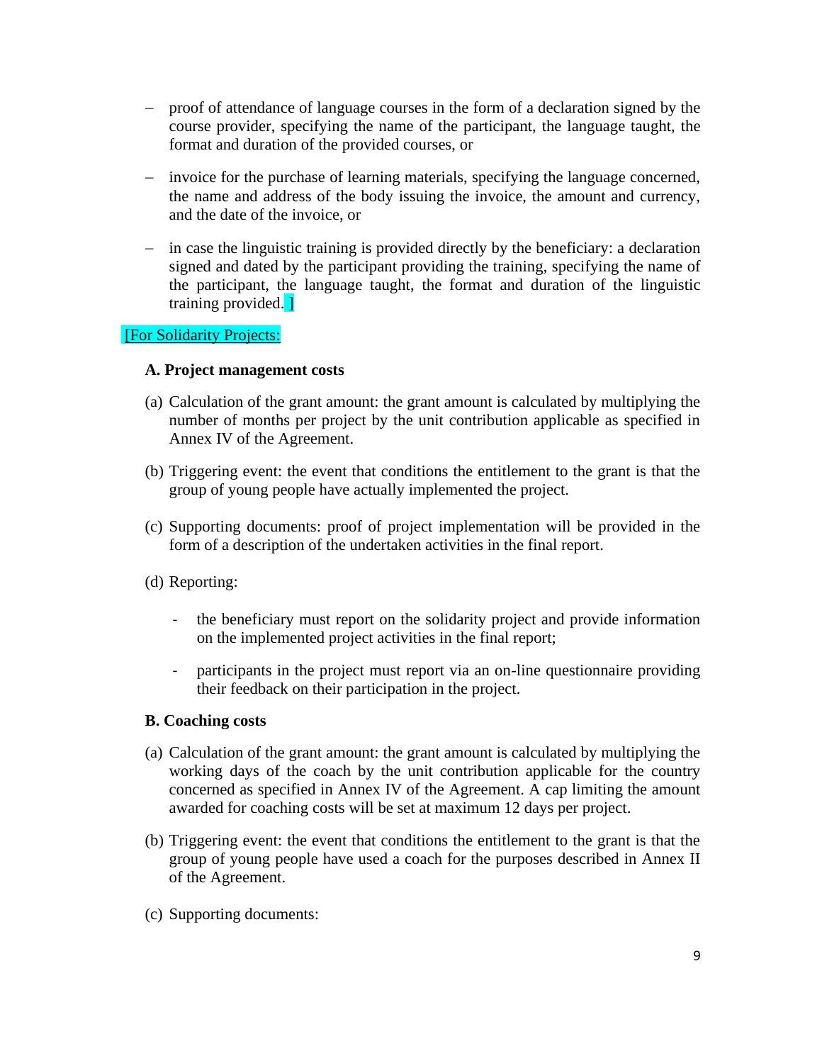- proof of attendance of language courses in the form of a declaration signed by the course provider, specifying the name of the participant, the language taught, the format and duration of the provided courses, or

- invoice for the purchase of learning materials, specifying the language concerned, the name and address of the body issuing the invoice, the amount and currency, and the date of the invoice, or

- in case the linguistic training is provided directly by the beneficiary: a declaration signed and dated by the participant providing the training, specifying the name of the participant, the language taught, the format and duration of the linguistic training provided. ]

[For Solidarity Projects:

**A. Project management costs**

(a) Calculation of the grant amount: the grant amount is calculated by multiplying the number of months per project by the unit contribution applicable as specified in Annex IV of the Agreement.

(b) Triggering event: the event that conditions the entitlement to the grant is that the group of young people have actually implemented the project.

(c) Supporting documents: proof of project implementation will be provided in the form of a description of the undertaken activities in the final report.

(d) Reporting:

- the beneficiary must report on the solidarity project and provide information on the implemented project activities in the final report;

- participants in the project must report via an on-line questionnaire providing their feedback on their participation in the project.

**B. Coaching costs**

(a) Calculation of the grant amount: the grant amount is calculated by multiplying the working days of the coach by the unit contribution applicable for the country concerned as specified in Annex IV of the Agreement. A cap limiting the amount awarded for coaching costs will be set at maximum 12 days per project.

(b) Triggering event: the event that conditions the entitlement to the grant is that the group of young people have used a coach for the purposes described in Annex II of the Agreement.

(c) Supporting documents: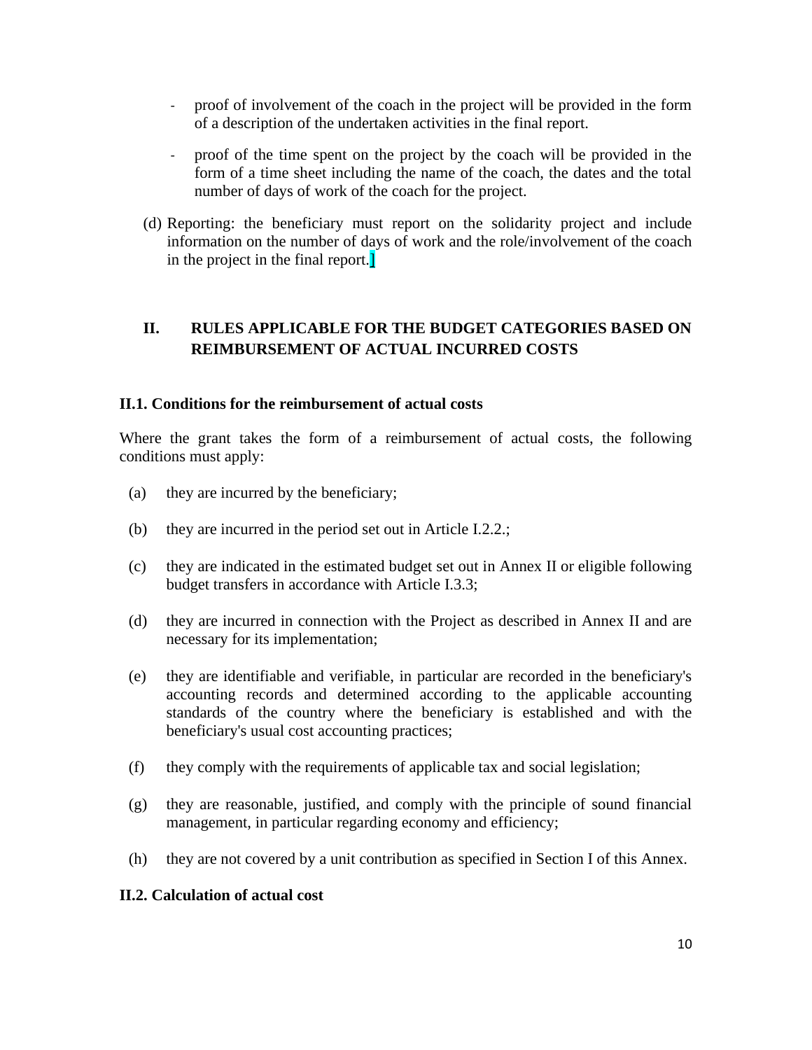- proof of involvement of the coach in the project will be provided in the form of a description of the undertaken activities in the final report.

- proof of the time spent on the project by the coach will be provided in the form of a time sheet including the name of the coach, the dates and the total number of days of work of the coach for the project.

(d) Reporting: the beneficiary must report on the solidarity project and include information on the number of days of work and the role/involvement of the coach in the project in the final report.]

## II. RULES APPLICABLE FOR THE BUDGET CATEGORIES BASED ON REIMBURSEMENT OF ACTUAL INCURRED COSTS

### II.1. Conditions for the reimbursement of actual costs

Where the grant takes the form of a reimbursement of actual costs, the following conditions must apply:

(a) they are incurred by the beneficiary;

(b) they are incurred in the period set out in Article I.2.2.;

(c) they are indicated in the estimated budget set out in Annex II or eligible following budget transfers in accordance with Article I.3.3;

(d) they are incurred in connection with the Project as described in Annex II and are necessary for its implementation;

(e) they are identifiable and verifiable, in particular are recorded in the beneficiary's accounting records and determined according to the applicable accounting standards of the country where the beneficiary is established and with the beneficiary's usual cost accounting practices;

(f) they comply with the requirements of applicable tax and social legislation;

(g) they are reasonable, justified, and comply with the principle of sound financial management, in particular regarding economy and efficiency;

(h) they are not covered by a unit contribution as specified in Section I of this Annex.

### II.2. Calculation of actual cost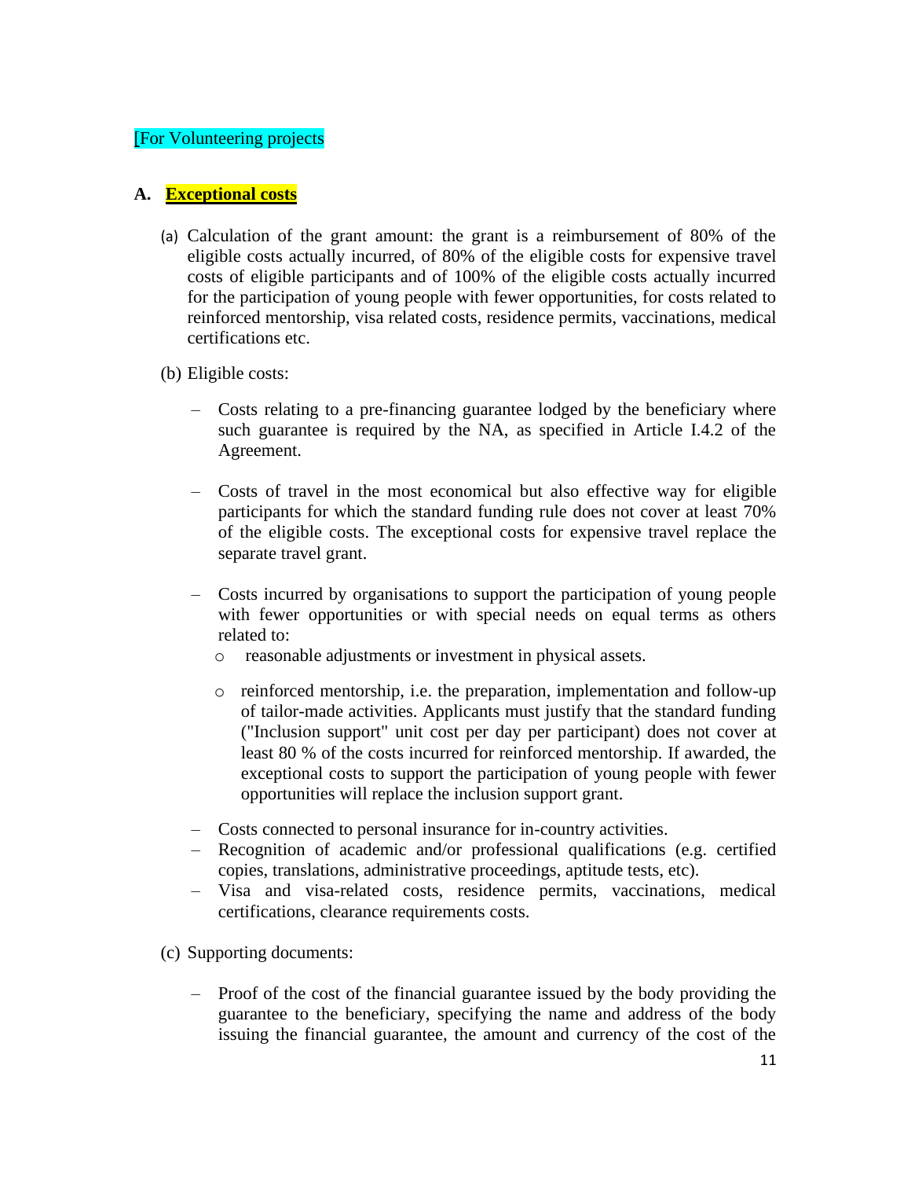[For Volunteering projects

## A. **Exceptional costs**

(a) Calculation of the grant amount: the grant is a reimbursement of 80% of the eligible costs actually incurred, of 80% of the eligible costs for expensive travel costs of eligible participants and of 100% of the eligible costs actually incurred for the participation of young people with fewer opportunities, for costs related to reinforced mentorship, visa related costs, residence permits, vaccinations, medical certifications etc.

(b) Eligible costs:

- Costs relating to a pre-financing guarantee lodged by the beneficiary where such guarantee is required by the NA, as specified in Article I.4.2 of the Agreement.
- Costs of travel in the most economical but also effective way for eligible participants for which the standard funding rule does not cover at least 70% of the eligible costs. The exceptional costs for expensive travel replace the separate travel grant.
- Costs incurred by organisations to support the participation of young people with fewer opportunities or with special needs on equal terms as others related to:
  - reasonable adjustments or investment in physical assets.
  - reinforced mentorship, i.e. the preparation, implementation and follow-up of tailor-made activities. Applicants must justify that the standard funding ("Inclusion support" unit cost per day per participant) does not cover at least 80 % of the costs incurred for reinforced mentorship. If awarded, the exceptional costs to support the participation of young people with fewer opportunities will replace the inclusion support grant.
- Costs connected to personal insurance for in-country activities.
- Recognition of academic and/or professional qualifications (e.g. certified copies, translations, administrative proceedings, aptitude tests, etc).
- Visa and visa-related costs, residence permits, vaccinations, medical certifications, clearance requirements costs.

(c) Supporting documents:

- Proof of the cost of the financial guarantee issued by the body providing the guarantee to the beneficiary, specifying the name and address of the body issuing the financial guarantee, the amount and currency of the cost of the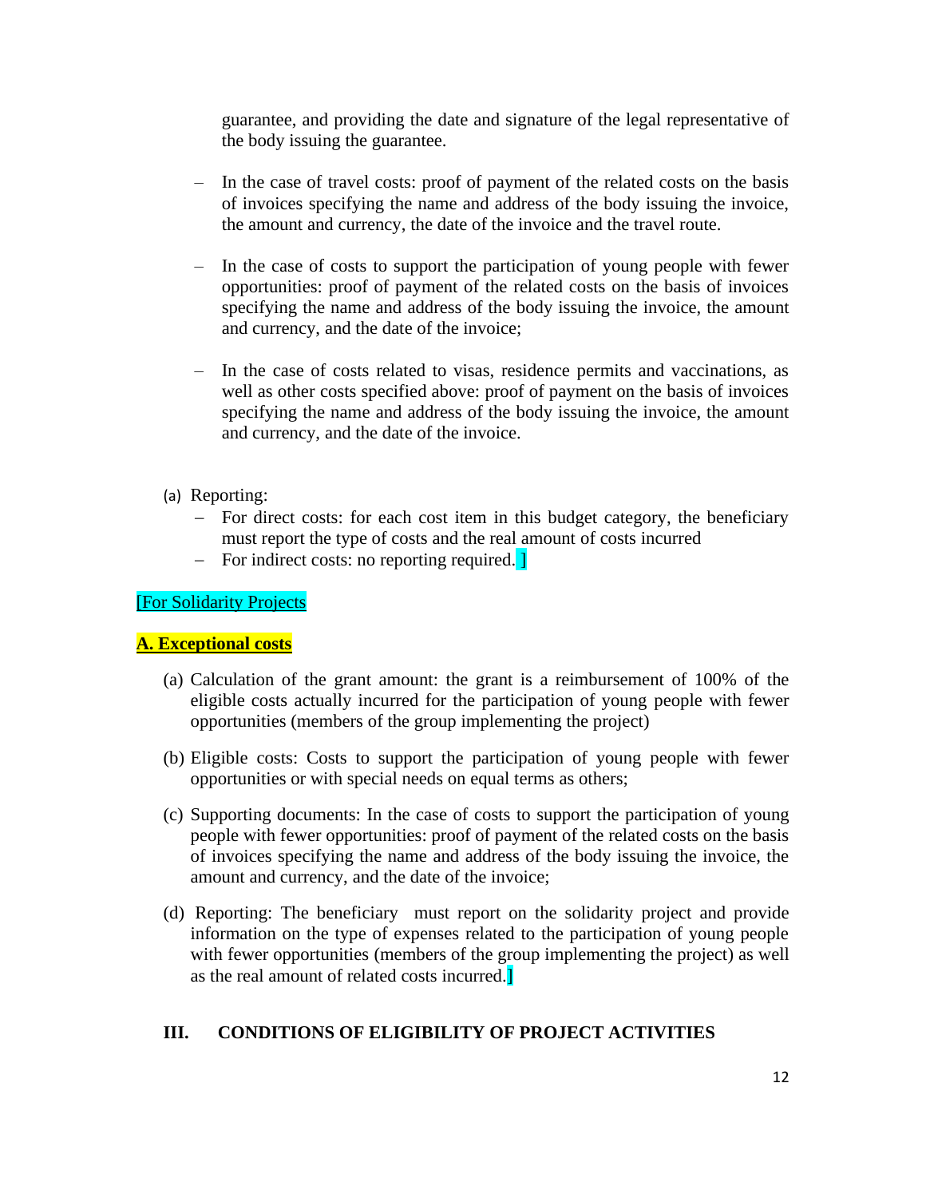guarantee, and providing the date and signature of the legal representative of the body issuing the guarantee.

- In the case of travel costs: proof of payment of the related costs on the basis of invoices specifying the name and address of the body issuing the invoice, the amount and currency, the date of the invoice and the travel route.

- In the case of costs to support the participation of young people with fewer opportunities: proof of payment of the related costs on the basis of invoices specifying the name and address of the body issuing the invoice, the amount and currency, and the date of the invoice;

- In the case of costs related to visas, residence permits and vaccinations, as well as other costs specified above: proof of payment on the basis of invoices specifying the name and address of the body issuing the invoice, the amount and currency, and the date of the invoice.

(a) Reporting:
   - For direct costs: for each cost item in this budget category, the beneficiary must report the type of costs and the real amount of costs incurred
   - For indirect costs: no reporting required. ]

[For Solidarity Projects

**A. Exceptional costs**

(a) Calculation of the grant amount: the grant is a reimbursement of 100% of the eligible costs actually incurred for the participation of young people with fewer opportunities (members of the group implementing the project)

(b) Eligible costs: Costs to support the participation of young people with fewer opportunities or with special needs on equal terms as others;

(c) Supporting documents: In the case of costs to support the participation of young people with fewer opportunities: proof of payment of the related costs on the basis of invoices specifying the name and address of the body issuing the invoice, the amount and currency, and the date of the invoice;

(d) Reporting: The beneficiary must report on the solidarity project and provide information on the type of expenses related to the participation of young people with fewer opportunities (members of the group implementing the project) as well as the real amount of related costs incurred.]

## III. CONDITIONS OF ELIGIBILITY OF PROJECT ACTIVITIES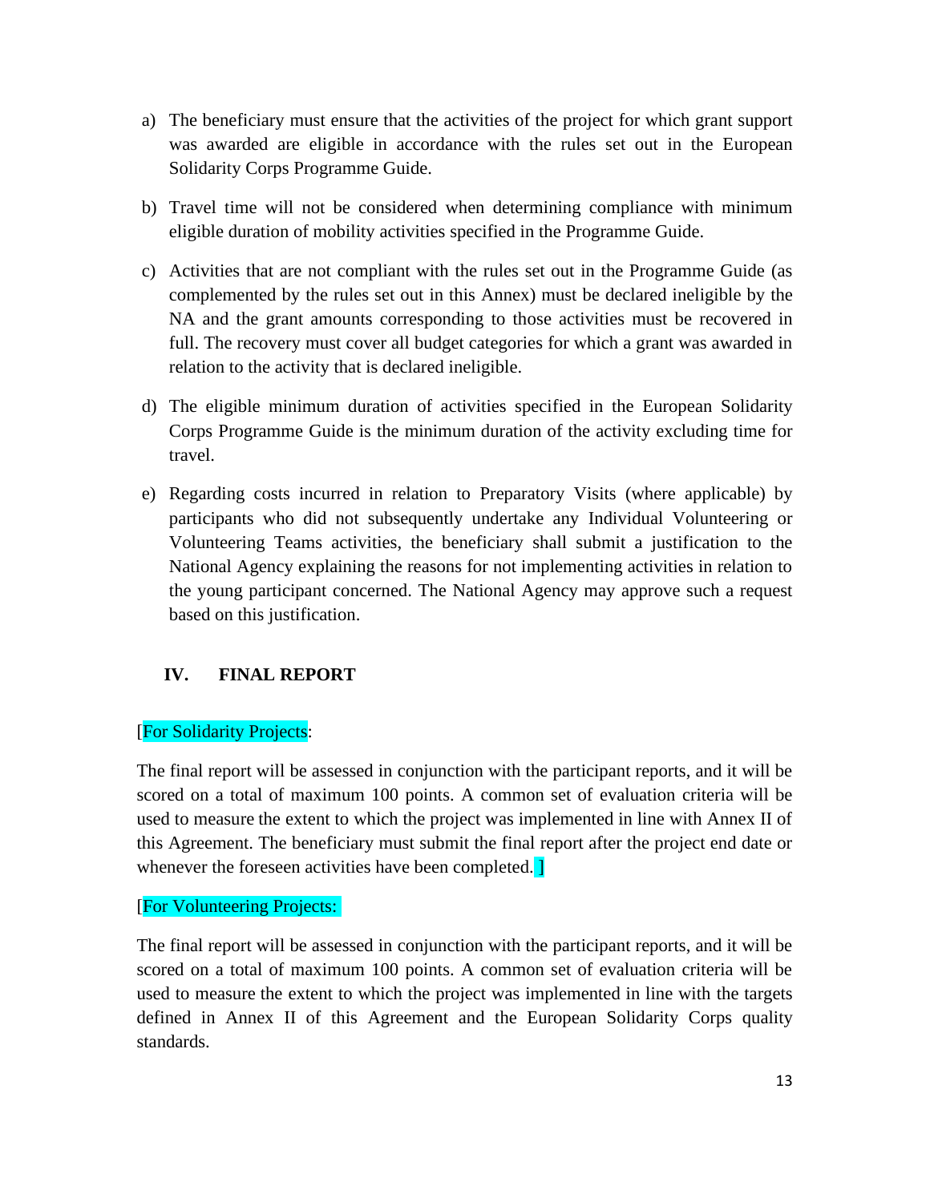a) The beneficiary must ensure that the activities of the project for which grant support was awarded are eligible in accordance with the rules set out in the European Solidarity Corps Programme Guide.

b) Travel time will not be considered when determining compliance with minimum eligible duration of mobility activities specified in the Programme Guide.

c) Activities that are not compliant with the rules set out in the Programme Guide (as complemented by the rules set out in this Annex) must be declared ineligible by the NA and the grant amounts corresponding to those activities must be recovered in full. The recovery must cover all budget categories for which a grant was awarded in relation to the activity that is declared ineligible.

d) The eligible minimum duration of activities specified in the European Solidarity Corps Programme Guide is the minimum duration of the activity excluding time for travel.

e) Regarding costs incurred in relation to Preparatory Visits (where applicable) by participants who did not subsequently undertake any Individual Volunteering or Volunteering Teams activities, the beneficiary shall submit a justification to the National Agency explaining the reasons for not implementing activities in relation to the young participant concerned. The National Agency may approve such a request based on this justification.

## IV. FINAL REPORT

[For Solidarity Projects:

The final report will be assessed in conjunction with the participant reports, and it will be scored on a total of maximum 100 points. A common set of evaluation criteria will be used to measure the extent to which the project was implemented in line with Annex II of this Agreement. The beneficiary must submit the final report after the project end date or whenever the foreseen activities have been completed. ]

[For Volunteering Projects:

The final report will be assessed in conjunction with the participant reports, and it will be scored on a total of maximum 100 points. A common set of evaluation criteria will be used to measure the extent to which the project was implemented in line with the targets defined in Annex II of this Agreement and the European Solidarity Corps quality standards.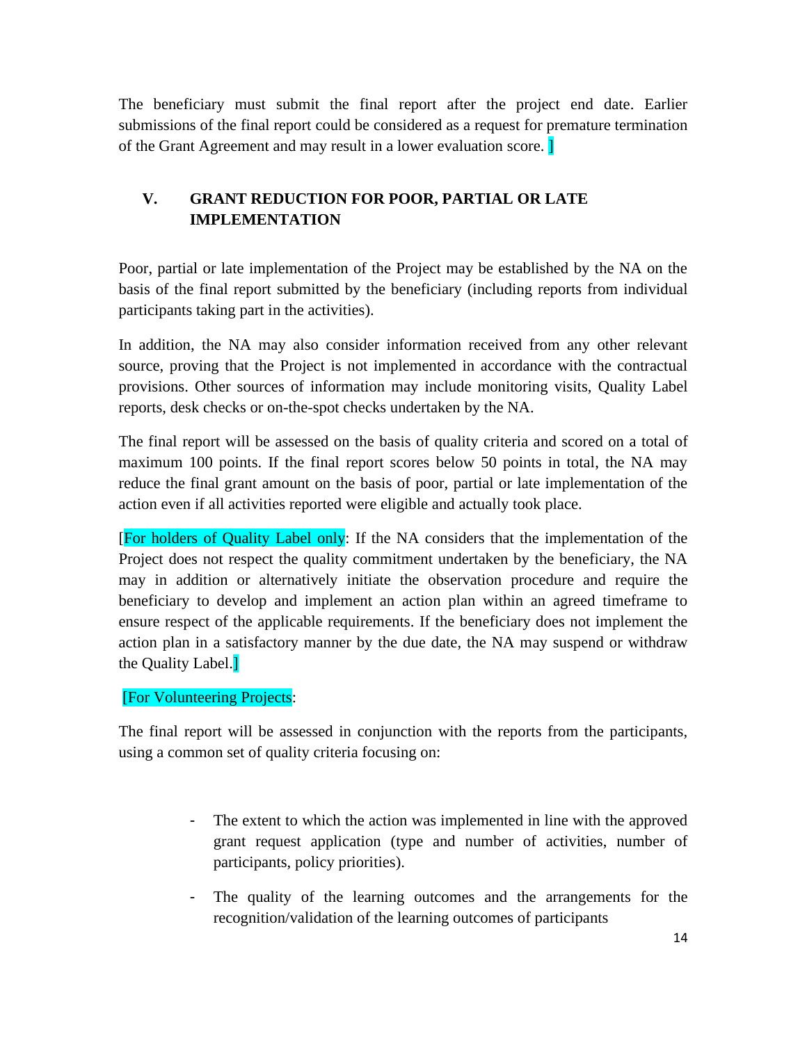The beneficiary must submit the final report after the project end date. Earlier submissions of the final report could be considered as a request for premature termination of the Grant Agreement and may result in a lower evaluation score. ]

## V. GRANT REDUCTION FOR POOR, PARTIAL OR LATE IMPLEMENTATION

Poor, partial or late implementation of the Project may be established by the NA on the basis of the final report submitted by the beneficiary (including reports from individual participants taking part in the activities).

In addition, the NA may also consider information received from any other relevant source, proving that the Project is not implemented in accordance with the contractual provisions. Other sources of information may include monitoring visits, Quality Label reports, desk checks or on-the-spot checks undertaken by the NA.

The final report will be assessed on the basis of quality criteria and scored on a total of maximum 100 points. If the final report scores below 50 points in total, the NA may reduce the final grant amount on the basis of poor, partial or late implementation of the action even if all activities reported were eligible and actually took place.

[For holders of Quality Label only: If the NA considers that the implementation of the Project does not respect the quality commitment undertaken by the beneficiary, the NA may in addition or alternatively initiate the observation procedure and require the beneficiary to develop and implement an action plan within an agreed timeframe to ensure respect of the applicable requirements. If the beneficiary does not implement the action plan in a satisfactory manner by the due date, the NA may suspend or withdraw the Quality Label.]

[For Volunteering Projects:

The final report will be assessed in conjunction with the reports from the participants, using a common set of quality criteria focusing on:

- The extent to which the action was implemented in line with the approved grant request application (type and number of activities, number of participants, policy priorities).
- The quality of the learning outcomes and the arrangements for the recognition/validation of the learning outcomes of participants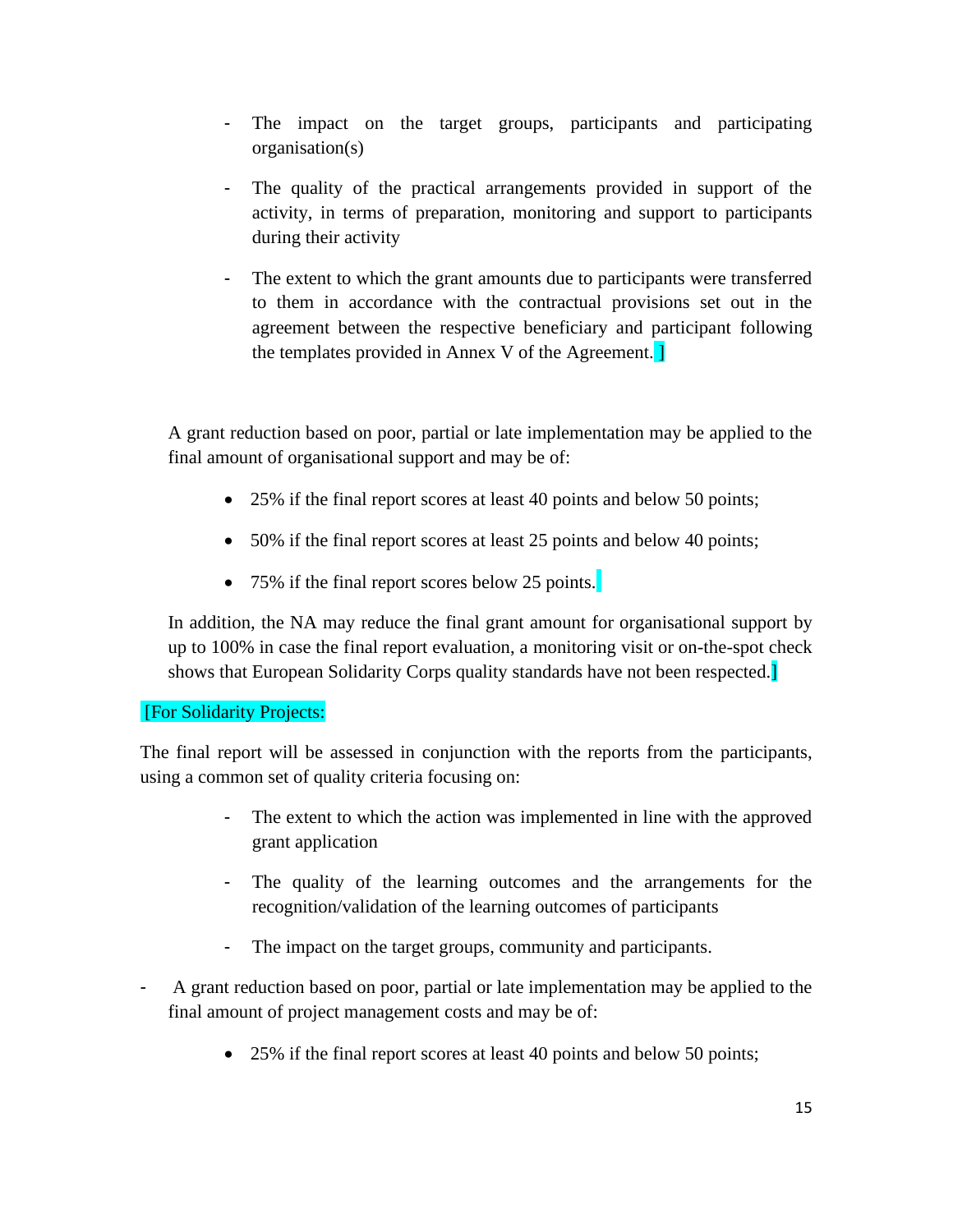- The impact on the target groups, participants and participating organisation(s)

- The quality of the practical arrangements provided in support of the activity, in terms of preparation, monitoring and support to participants during their activity

- The extent to which the grant amounts due to participants were transferred to them in accordance with the contractual provisions set out in the agreement between the respective beneficiary and participant following the templates provided in Annex V of the Agreement. ]

A grant reduction based on poor, partial or late implementation may be applied to the final amount of organisational support and may be of:

- 25% if the final report scores at least 40 points and below 50 points;
- 50% if the final report scores at least 25 points and below 40 points;
- 75% if the final report scores below 25 points.

In addition, the NA may reduce the final grant amount for organisational support by up to 100% in case the final report evaluation, a monitoring visit or on-the-spot check shows that European Solidarity Corps quality standards have not been respected.]

[For Solidarity Projects:

The final report will be assessed in conjunction with the reports from the participants, using a common set of quality criteria focusing on:

- The extent to which the action was implemented in line with the approved grant application

- The quality of the learning outcomes and the arrangements for the recognition/validation of the learning outcomes of participants

- The impact on the target groups, community and participants.

- A grant reduction based on poor, partial or late implementation may be applied to the final amount of project management costs and may be of:

  - 25% if the final report scores at least 40 points and below 50 points;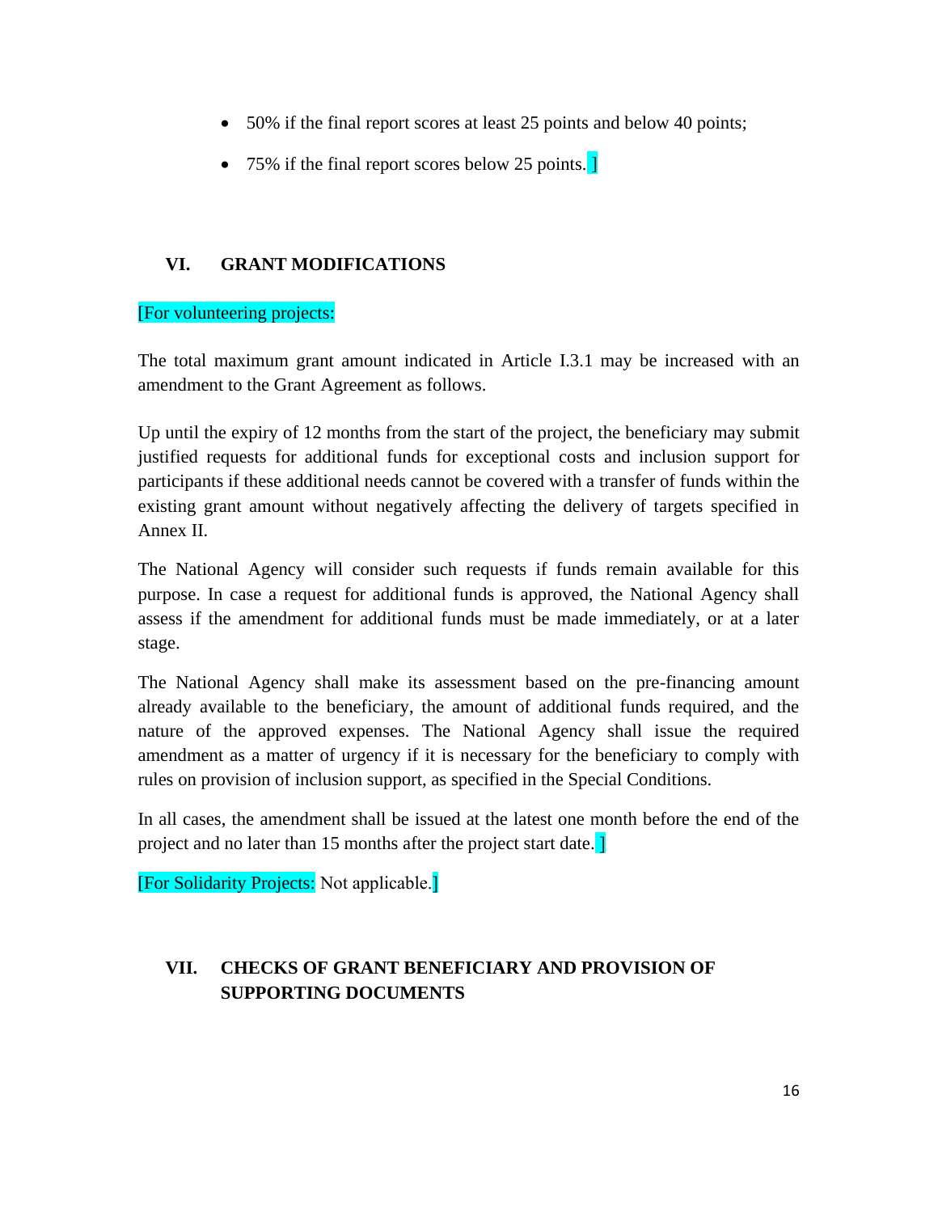- 50% if the final report scores at least 25 points and below 40 points;
- 75% if the final report scores below 25 points. ]

## VI. GRANT MODIFICATIONS

[For volunteering projects:

The total maximum grant amount indicated in Article I.3.1 may be increased with an amendment to the Grant Agreement as follows.

Up until the expiry of 12 months from the start of the project, the beneficiary may submit justified requests for additional funds for exceptional costs and inclusion support for participants if these additional needs cannot be covered with a transfer of funds within the existing grant amount without negatively affecting the delivery of targets specified in Annex II.

The National Agency will consider such requests if funds remain available for this purpose. In case a request for additional funds is approved, the National Agency shall assess if the amendment for additional funds must be made immediately, or at a later stage.

The National Agency shall make its assessment based on the pre-financing amount already available to the beneficiary, the amount of additional funds required, and the nature of the approved expenses. The National Agency shall issue the required amendment as a matter of urgency if it is necessary for the beneficiary to comply with rules on provision of inclusion support, as specified in the Special Conditions.

In all cases, the amendment shall be issued at the latest one month before the end of the project and no later than 15 months after the project start date. ]

[For Solidarity Projects: Not applicable.]

## VII. CHECKS OF GRANT BENEFICIARY AND PROVISION OF SUPPORTING DOCUMENTS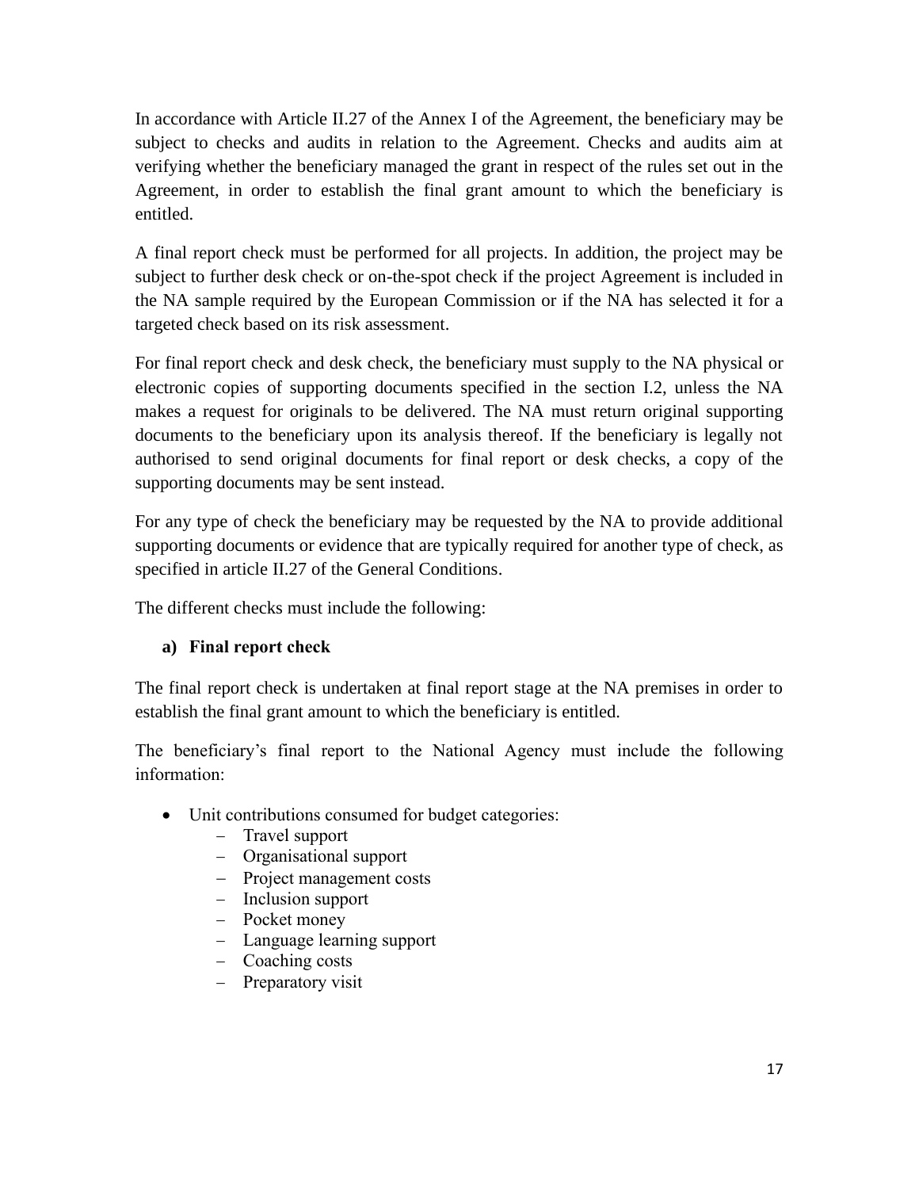In accordance with Article II.27 of the Annex I of the Agreement, the beneficiary may be subject to checks and audits in relation to the Agreement. Checks and audits aim at verifying whether the beneficiary managed the grant in respect of the rules set out in the Agreement, in order to establish the final grant amount to which the beneficiary is entitled.

A final report check must be performed for all projects. In addition, the project may be subject to further desk check or on-the-spot check if the project Agreement is included in the NA sample required by the European Commission or if the NA has selected it for a targeted check based on its risk assessment.

For final report check and desk check, the beneficiary must supply to the NA physical or electronic copies of supporting documents specified in the section I.2, unless the NA makes a request for originals to be delivered. The NA must return original supporting documents to the beneficiary upon its analysis thereof. If the beneficiary is legally not authorised to send original documents for final report or desk checks, a copy of the supporting documents may be sent instead.

For any type of check the beneficiary may be requested by the NA to provide additional supporting documents or evidence that are typically required for another type of check, as specified in article II.27 of the General Conditions.

The different checks must include the following:

**a) Final report check**

The final report check is undertaken at final report stage at the NA premises in order to establish the final grant amount to which the beneficiary is entitled.

The beneficiary's final report to the National Agency must include the following information:

- Unit contributions consumed for budget categories:
  - Travel support
  - Organisational support
  - Project management costs
  - Inclusion support
  - Pocket money
  - Language learning support
  - Coaching costs
  - Preparatory visit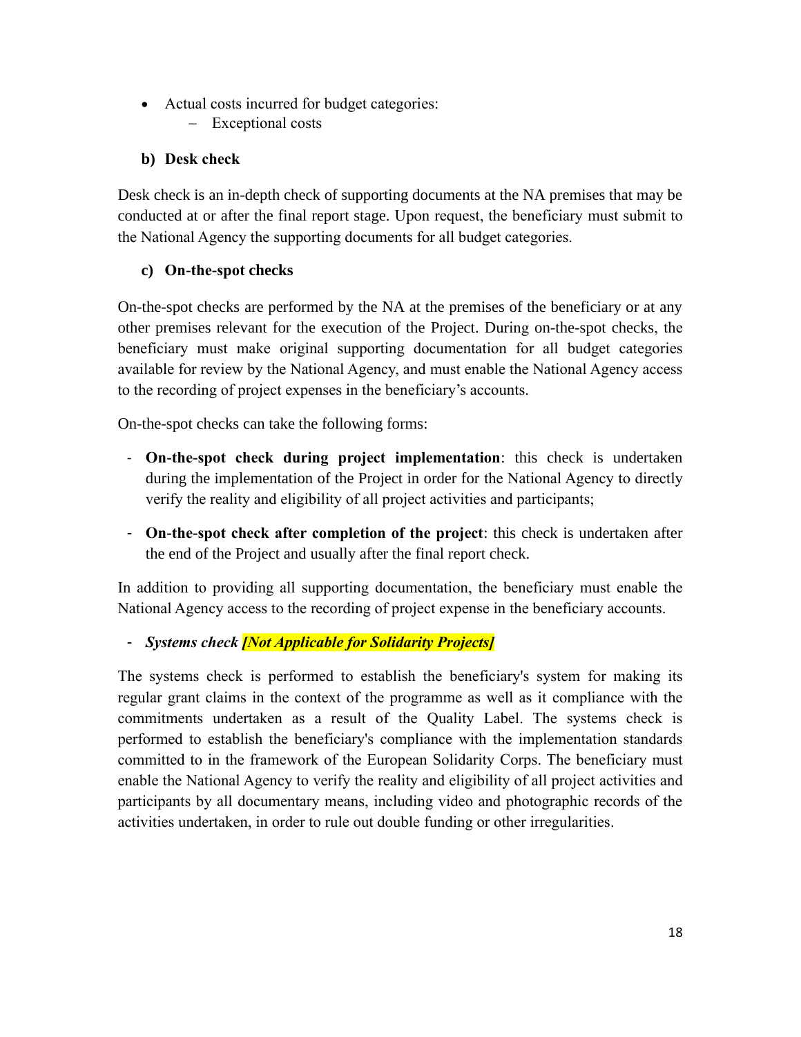- Actual costs incurred for budget categories:
  - Exceptional costs

**b) Desk check**

Desk check is an in-depth check of supporting documents at the NA premises that may be conducted at or after the final report stage. Upon request, the beneficiary must submit to the National Agency the supporting documents for all budget categories.

**c) On-the-spot checks**

On-the-spot checks are performed by the NA at the premises of the beneficiary or at any other premises relevant for the execution of the Project. During on-the-spot checks, the beneficiary must make original supporting documentation for all budget categories available for review by the National Agency, and must enable the National Agency access to the recording of project expenses in the beneficiary's accounts.

On-the-spot checks can take the following forms:

- **On-the-spot check during project implementation**: this check is undertaken during the implementation of the Project in order for the National Agency to directly verify the reality and eligibility of all project activities and participants;

- **On-the-spot check after completion of the project**: this check is undertaken after the end of the Project and usually after the final report check.

In addition to providing all supporting documentation, the beneficiary must enable the National Agency access to the recording of project expense in the beneficiary accounts.

- ***Systems check*** ***[Not Applicable for Solidarity Projects]***

The systems check is performed to establish the beneficiary's system for making its regular grant claims in the context of the programme as well as it compliance with the commitments undertaken as a result of the Quality Label. The systems check is performed to establish the beneficiary's compliance with the implementation standards committed to in the framework of the European Solidarity Corps. The beneficiary must enable the National Agency to verify the reality and eligibility of all project activities and participants by all documentary means, including video and photographic records of the activities undertaken, in order to rule out double funding or other irregularities.